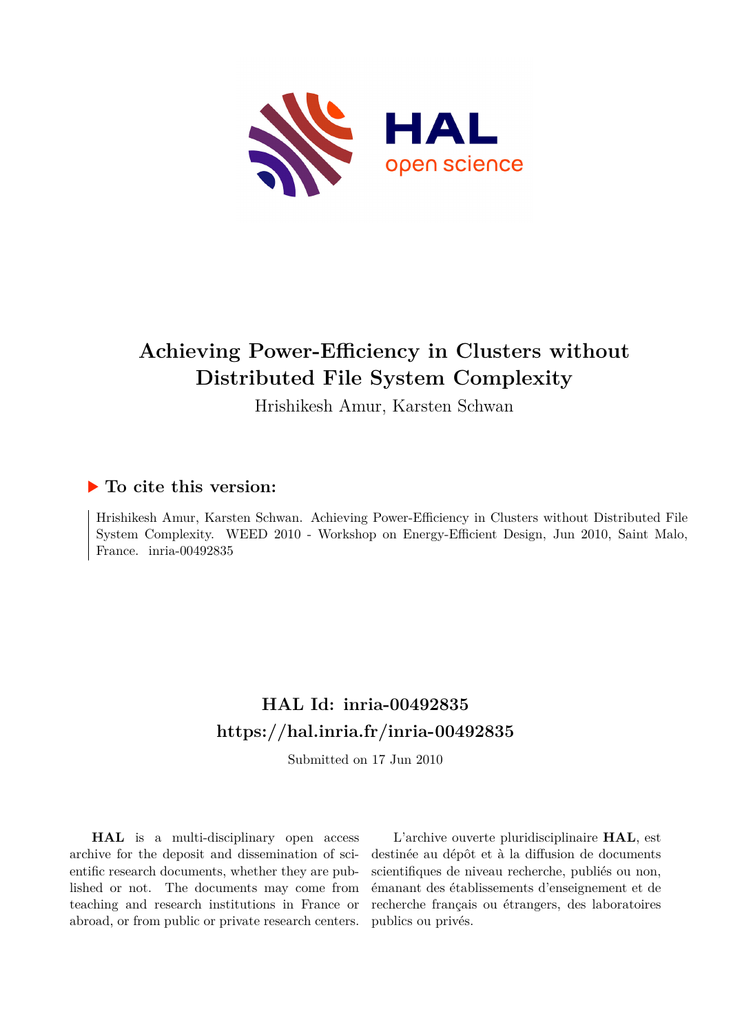# Achieving Power-Efficiency in Clusters without Distributed File System Complexity

Hrishikesh Amur, Karsten Schwan

## To cite this version:

Hrishikesh Amur, Karsten Schwan. Achieving Power-Efficiency in Clusters without Distributed File System Complexity. WEED 2010 - Workshop on Energy-Efficient Design, Jun 2010, Saint Malo, France. inria-00492835

## HAL Id: inria-00492835
## https://hal.inria.fr/inria-00492835

Submitted on 17 Jun 2010

**HAL** is a multi-disciplinary open access archive for the deposit and dissemination of scientific research documents, whether they are published or not. The documents may come from teaching and research institutions in France or abroad, or from public or private research centers.

L'archive ouverte pluridisciplinaire **HAL**, est destinée au dépôt et à la diffusion de documents scientifiques de niveau recherche, publiés ou non, émanant des établissements d'enseignement et de recherche français ou étrangers, des laboratoires publics ou privés.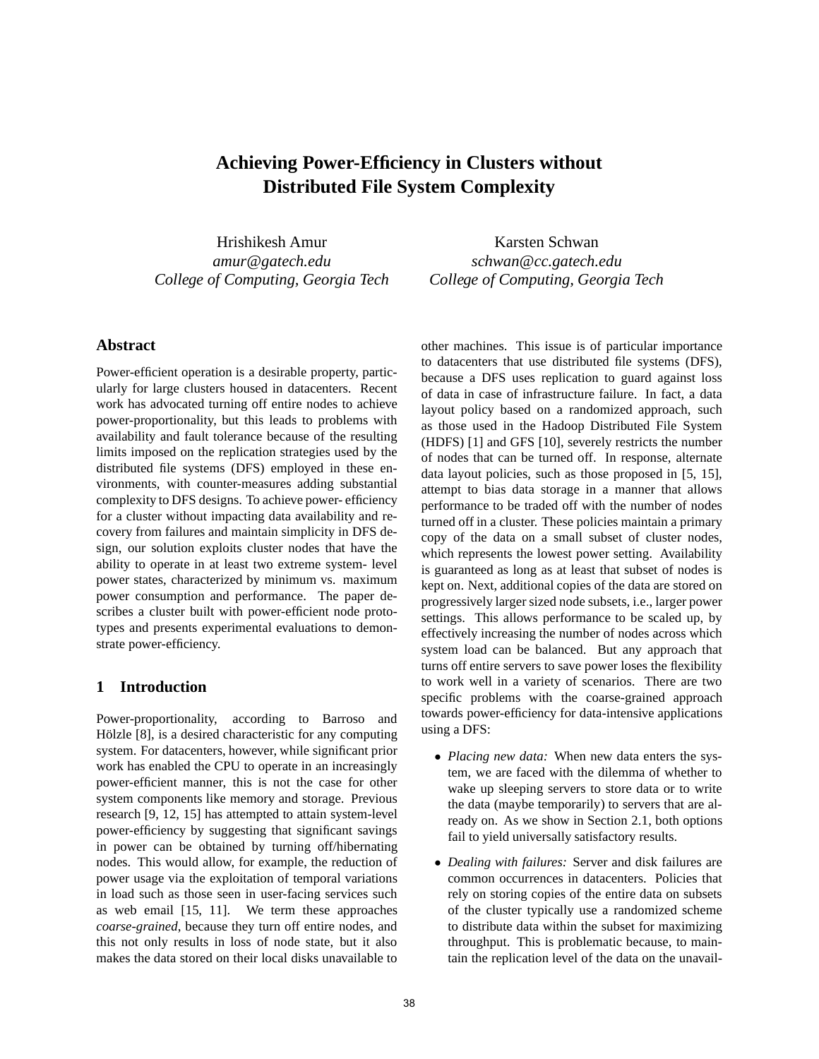# Achieving Power-Efficiency in Clusters without Distributed File System Complexity

Hrishikesh Amur
*amur@gatech.edu*
*College of Computing, Georgia Tech*

Karsten Schwan
*schwan@cc.gatech.edu*
*College of Computing, Georgia Tech*

## Abstract

Power-efficient operation is a desirable property, particularly for large clusters housed in datacenters. Recent work has advocated turning off entire nodes to achieve power-proportionality, but this leads to problems with availability and fault tolerance because of the resulting limits imposed on the replication strategies used by the distributed file systems (DFS) employed in these environments, with counter-measures adding substantial complexity to DFS designs. To achieve power- efficiency for a cluster without impacting data availability and recovery from failures and maintain simplicity in DFS design, our solution exploits cluster nodes that have the ability to operate in at least two extreme system- level power states, characterized by minimum vs. maximum power consumption and performance. The paper describes a cluster built with power-efficient node prototypes and presents experimental evaluations to demonstrate power-efficiency.

## 1 Introduction

Power-proportionality, according to Barroso and Hölzle [8], is a desired characteristic for any computing system. For datacenters, however, while significant prior work has enabled the CPU to operate in an increasingly power-efficient manner, this is not the case for other system components like memory and storage. Previous research [9, 12, 15] has attempted to attain system-level power-efficiency by suggesting that significant savings in power can be obtained by turning off/hibernating nodes. This would allow, for example, the reduction of power usage via the exploitation of temporal variations in load such as those seen in user-facing services such as web email [15, 11]. We term these approaches *coarse-grained*, because they turn off entire nodes, and this not only results in loss of node state, but it also makes the data stored on their local disks unavailable to other machines. This issue is of particular importance to datacenters that use distributed file systems (DFS), because a DFS uses replication to guard against loss of data in case of infrastructure failure. In fact, a data layout policy based on a randomized approach, such as those used in the Hadoop Distributed File System (HDFS) [1] and GFS [10], severely restricts the number of nodes that can be turned off. In response, alternate data layout policies, such as those proposed in [5, 15], attempt to bias data storage in a manner that allows performance to be traded off with the number of nodes turned off in a cluster. These policies maintain a primary copy of the data on a small subset of cluster nodes, which represents the lowest power setting. Availability is guaranteed as long as at least that subset of nodes is kept on. Next, additional copies of the data are stored on progressively larger sized node subsets, i.e., larger power settings. This allows performance to be scaled up, by effectively increasing the number of nodes across which system load can be balanced. But any approach that turns off entire servers to save power loses the flexibility to work well in a variety of scenarios. There are two specific problems with the coarse-grained approach towards power-efficiency for data-intensive applications using a DFS:

- *Placing new data:* When new data enters the system, we are faced with the dilemma of whether to wake up sleeping servers to store data or to write the data (maybe temporarily) to servers that are already on. As we show in Section 2.1, both options fail to yield universally satisfactory results.
- *Dealing with failures:* Server and disk failures are common occurrences in datacenters. Policies that rely on storing copies of the entire data on subsets of the cluster typically use a randomized scheme to distribute data within the subset for maximizing throughput. This is problematic because, to maintain the replication level of the data on the unavail-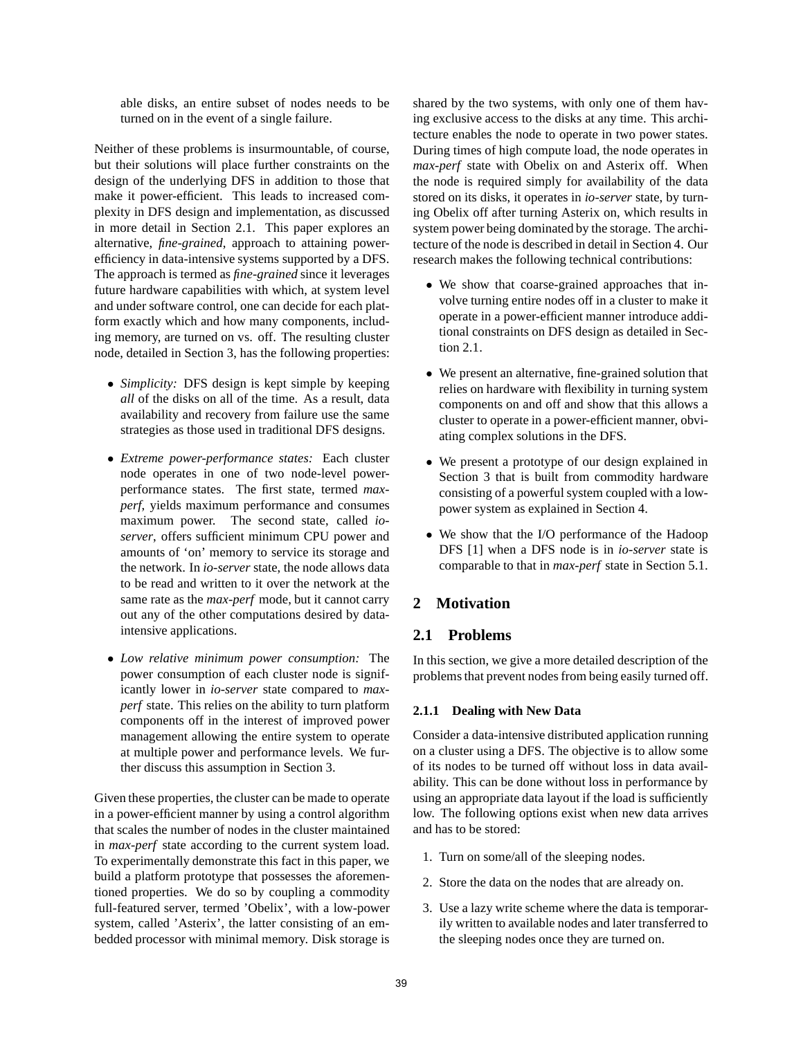able disks, an entire subset of nodes needs to be turned on in the event of a single failure.

Neither of these problems is insurmountable, of course, but their solutions will place further constraints on the design of the underlying DFS in addition to those that make it power-efficient. This leads to increased complexity in DFS design and implementation, as discussed in more detail in Section 2.1. This paper explores an alternative, *fine-grained*, approach to attaining power-efficiency in data-intensive systems supported by a DFS. The approach is termed as *fine-grained* since it leverages future hardware capabilities with which, at system level and under software control, one can decide for each platform exactly which and how many components, including memory, are turned on vs. off. The resulting cluster node, detailed in Section 3, has the following properties:

- *Simplicity:* DFS design is kept simple by keeping *all* of the disks on all of the time. As a result, data availability and recovery from failure use the same strategies as those used in traditional DFS designs.
- *Extreme power-performance states:* Each cluster node operates in one of two node-level power-performance states. The first state, termed *max-perf*, yields maximum performance and consumes maximum power. The second state, called *io-server*, offers sufficient minimum CPU power and amounts of 'on' memory to service its storage and the network. In *io-server* state, the node allows data to be read and written to it over the network at the same rate as the *max-perf* mode, but it cannot carry out any of the other computations desired by data-intensive applications.
- *Low relative minimum power consumption:* The power consumption of each cluster node is significantly lower in *io-server* state compared to *max-perf* state. This relies on the ability to turn platform components off in the interest of improved power management allowing the entire system to operate at multiple power and performance levels. We further discuss this assumption in Section 3.

Given these properties, the cluster can be made to operate in a power-efficient manner by using a control algorithm that scales the number of nodes in the cluster maintained in *max-perf* state according to the current system load. To experimentally demonstrate this fact in this paper, we build a platform prototype that possesses the aforementioned properties. We do so by coupling a commodity full-featured server, termed 'Obelix', with a low-power system, called 'Asterix', the latter consisting of an embedded processor with minimal memory. Disk storage is shared by the two systems, with only one of them having exclusive access to the disks at any time. This architecture enables the node to operate in two power states. During times of high compute load, the node operates in *max-perf* state with Obelix on and Asterix off. When the node is required simply for availability of the data stored on its disks, it operates in *io-server* state, by turning Obelix off after turning Asterix on, which results in system power being dominated by the storage. The architecture of the node is described in detail in Section 4. Our research makes the following technical contributions:

- We show that coarse-grained approaches that involve turning entire nodes off in a cluster to make it operate in a power-efficient manner introduce additional constraints on DFS design as detailed in Section 2.1.
- We present an alternative, fine-grained solution that relies on hardware with flexibility in turning system components on and off and show that this allows a cluster to operate in a power-efficient manner, obviating complex solutions in the DFS.
- We present a prototype of our design explained in Section 3 that is built from commodity hardware consisting of a powerful system coupled with a low-power system as explained in Section 4.
- We show that the I/O performance of the Hadoop DFS [1] when a DFS node is in *io-server* state is comparable to that in *max-perf* state in Section 5.1.

## 2 Motivation

### 2.1 Problems

In this section, we give a more detailed description of the problems that prevent nodes from being easily turned off.

#### 2.1.1 Dealing with New Data

Consider a data-intensive distributed application running on a cluster using a DFS. The objective is to allow some of its nodes to be turned off without loss in data availability. This can be done without loss in performance by using an appropriate data layout if the load is sufficiently low. The following options exist when new data arrives and has to be stored:

1. Turn on some/all of the sleeping nodes.
2. Store the data on the nodes that are already on.
3. Use a lazy write scheme where the data is temporarily written to available nodes and later transferred to the sleeping nodes once they are turned on.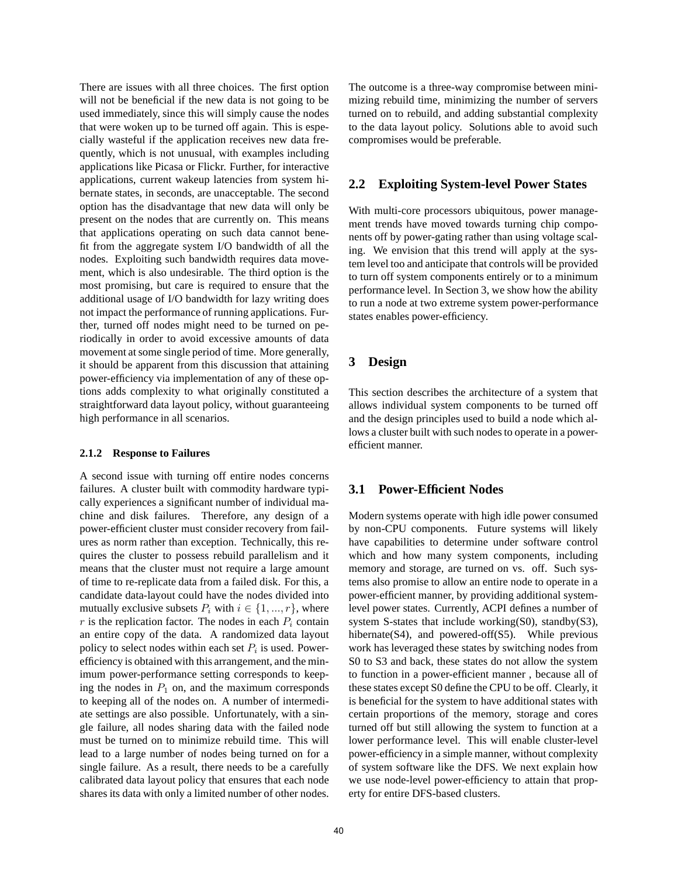There are issues with all three choices. The first option will not be beneficial if the new data is not going to be used immediately, since this will simply cause the nodes that were woken up to be turned off again. This is especially wasteful if the application receives new data frequently, which is not unusual, with examples including applications like Picasa or Flickr. Further, for interactive applications, current wakeup latencies from system hibernate states, in seconds, are unacceptable. The second option has the disadvantage that new data will only be present on the nodes that are currently on. This means that applications operating on such data cannot benefit from the aggregate system I/O bandwidth of all the nodes. Exploiting such bandwidth requires data movement, which is also undesirable. The third option is the most promising, but care is required to ensure that the additional usage of I/O bandwidth for lazy writing does not impact the performance of running applications. Further, turned off nodes might need to be turned on periodically in order to avoid excessive amounts of data movement at some single period of time. More generally, it should be apparent from this discussion that attaining power-efficiency via implementation of any of these options adds complexity to what originally constituted a straightforward data layout policy, without guaranteeing high performance in all scenarios.

#### 2.1.2 Response to Failures

A second issue with turning off entire nodes concerns failures. A cluster built with commodity hardware typically experiences a significant number of individual machine and disk failures. Therefore, any design of a power-efficient cluster must consider recovery from failures as norm rather than exception. Technically, this requires the cluster to possess rebuild parallelism and it means that the cluster must not require a large amount of time to re-replicate data from a failed disk. For this, a candidate data-layout could have the nodes divided into mutually exclusive subsets $P_i$ with $i \in \{1, ..., r\}$, where $r$ is the replication factor. The nodes in each $P_i$ contain an entire copy of the data. A randomized data layout policy to select nodes within each set $P_i$ is used. Power-efficiency is obtained with this arrangement, and the minimum power-performance setting corresponds to keeping the nodes in $P_1$ on, and the maximum corresponds to keeping all of the nodes on. A number of intermediate settings are also possible. Unfortunately, with a single failure, all nodes sharing data with the failed node must be turned on to minimize rebuild time. This will lead to a large number of nodes being turned on for a single failure. As a result, there needs to be a carefully calibrated data layout policy that ensures that each node shares its data with only a limited number of other nodes. The outcome is a three-way compromise between minimizing rebuild time, minimizing the number of servers turned on to rebuild, and adding substantial complexity to the data layout policy. Solutions able to avoid such compromises would be preferable.

### 2.2 Exploiting System-level Power States

With multi-core processors ubiquitous, power management trends have moved towards turning chip components off by power-gating rather than using voltage scaling. We envision that this trend will apply at the system level too and anticipate that controls will be provided to turn off system components entirely or to a minimum performance level. In Section 3, we show how the ability to run a node at two extreme system power-performance states enables power-efficiency.

## 3 Design

This section describes the architecture of a system that allows individual system components to be turned off and the design principles used to build a node which allows a cluster built with such nodes to operate in a power-efficient manner.

### 3.1 Power-Efficient Nodes

Modern systems operate with high idle power consumed by non-CPU components. Future systems will likely have capabilities to determine under software control which and how many system components, including memory and storage, are turned on vs. off. Such systems also promise to allow an entire node to operate in a power-efficient manner, by providing additional system-level power states. Currently, ACPI defines a number of system S-states that include working(S0), standby(S3), hibernate(S4), and powered-off(S5). While previous work has leveraged these states by switching nodes from S0 to S3 and back, these states do not allow the system to function in a power-efficient manner , because all of these states except S0 define the CPU to be off. Clearly, it is beneficial for the system to have additional states with certain proportions of the memory, storage and cores turned off but still allowing the system to function at a lower performance level. This will enable cluster-level power-efficiency in a simple manner, without complexity of system software like the DFS. We next explain how we use node-level power-efficiency to attain that property for entire DFS-based clusters.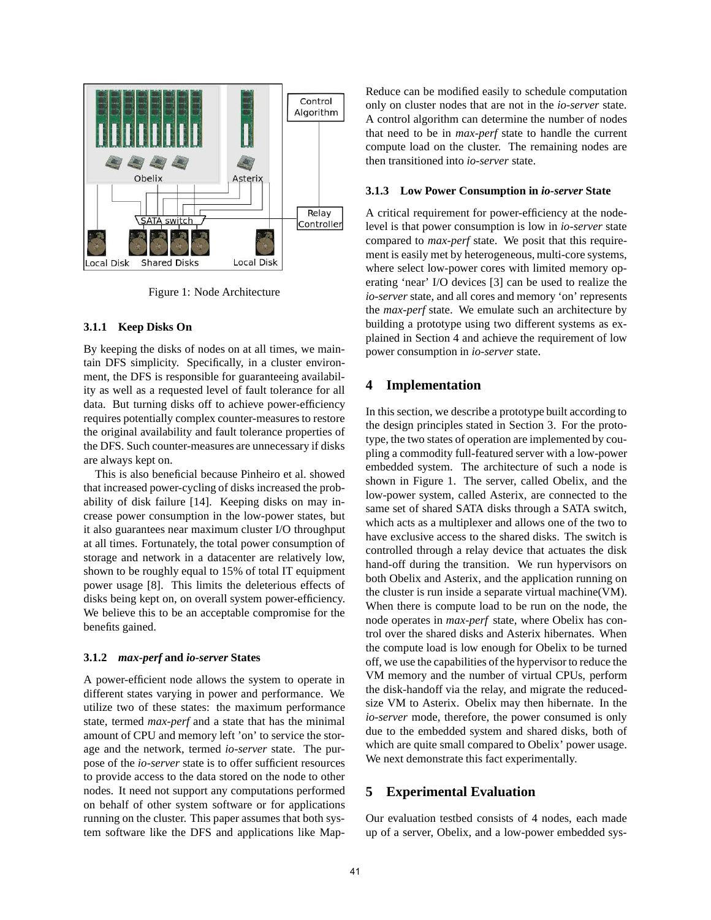Figure 1: Node Architecture

#### 3.1.1 Keep Disks On

By keeping the disks of nodes on at all times, we maintain DFS simplicity. Specifically, in a cluster environment, the DFS is responsible for guaranteeing availability as well as a requested level of fault tolerance for all data. But turning disks off to achieve power-efficiency requires potentially complex counter-measures to restore the original availability and fault tolerance properties of the DFS. Such counter-measures are unnecessary if disks are always kept on.

This is also beneficial because Pinheiro et al. showed that increased power-cycling of disks increased the probability of disk failure [14]. Keeping disks on may increase power consumption in the low-power states, but it also guarantees near maximum cluster I/O throughput at all times. Fortunately, the total power consumption of storage and network in a datacenter are relatively low, shown to be roughly equal to 15% of total IT equipment power usage [8]. This limits the deleterious effects of disks being kept on, on overall system power-efficiency. We believe this to be an acceptable compromise for the benefits gained.

#### 3.1.2 *max-perf* and *io-server* States

A power-efficient node allows the system to operate in different states varying in power and performance. We utilize two of these states: the maximum performance state, termed *max-perf* and a state that has the minimal amount of CPU and memory left 'on' to service the storage and the network, termed *io-server* state. The purpose of the *io-server* state is to offer sufficient resources to provide access to the data stored on the node to other nodes. It need not support any computations performed on behalf of other system software or for applications running on the cluster. This paper assumes that both system software like the DFS and applications like MapReduce can be modified easily to schedule computation only on cluster nodes that are not in the *io-server* state. A control algorithm can determine the number of nodes that need to be in *max-perf* state to handle the current compute load on the cluster. The remaining nodes are then transitioned into *io-server* state.

#### 3.1.3 Low Power Consumption in *io-server* State

A critical requirement for power-efficiency at the node-level is that power consumption is low in *io-server* state compared to *max-perf* state. We posit that this requirement is easily met by heterogeneous, multi-core systems, where select low-power cores with limited memory operating 'near' I/O devices [3] can be used to realize the *io-server* state, and all cores and memory 'on' represents the *max-perf* state. We emulate such an architecture by building a prototype using two different systems as explained in Section 4 and achieve the requirement of low power consumption in *io-server* state.

## 4 Implementation

In this section, we describe a prototype built according to the design principles stated in Section 3. For the prototype, the two states of operation are implemented by coupling a commodity full-featured server with a low-power embedded system. The architecture of such a node is shown in Figure 1. The server, called Obelix, and the low-power system, called Asterix, are connected to the same set of shared SATA disks through a SATA switch, which acts as a multiplexer and allows one of the two to have exclusive access to the shared disks. The switch is controlled through a relay device that actuates the disk hand-off during the transition. We run hypervisors on both Obelix and Asterix, and the application running on the cluster is run inside a separate virtual machine(VM). When there is compute load to be run on the node, the node operates in *max-perf* state, where Obelix has control over the shared disks and Asterix hibernates. When the compute load is low enough for Obelix to be turned off, we use the capabilities of the hypervisor to reduce the VM memory and the number of virtual CPUs, perform the disk-handoff via the relay, and migrate the reduced-size VM to Asterix. Obelix may then hibernate. In the *io-server* mode, therefore, the power consumed is only due to the embedded system and shared disks, both of which are quite small compared to Obelix' power usage. We next demonstrate this fact experimentally.

## 5 Experimental Evaluation

Our evaluation testbed consists of 4 nodes, each made up of a server, Obelix, and a low-power embedded sys-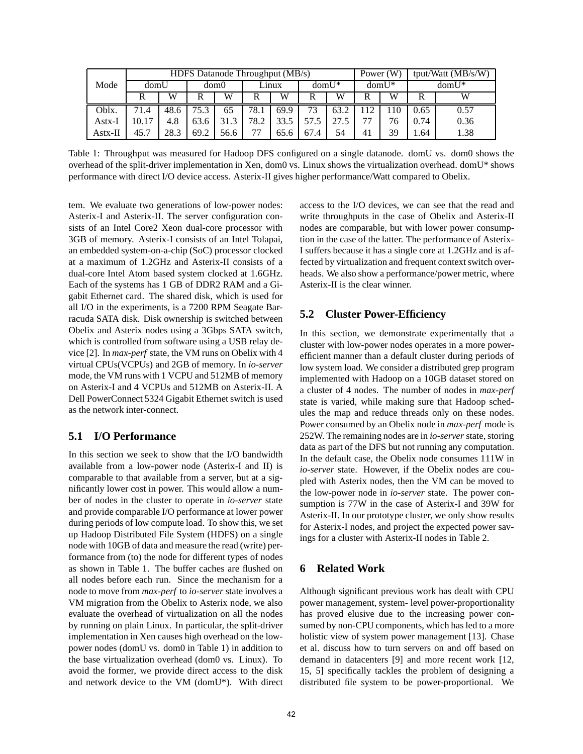| Mode | HDFS Datanode Throughput (MB/s) | | | | | | | | Power (W) | | tput/Watt (MB/s/W) | |
|---|---|---|---|---|---|---|---|---|---|---|---|---|
| | domU | | dom0 | | Linux | | domU* | | domU* | | domU* | |
| | R | W | R | W | R | W | R | W | R | W | R | W |
| Oblx. | 71.4 | 48.6 | 75.3 | 65 | 78.1 | 69.9 | 73 | 63.2 | 112 | 110 | 0.65 | 0.57 |
| Astx-I | 10.17 | 4.8 | 63.6 | 31.3 | 78.2 | 33.5 | 57.5 | 27.5 | 77 | 76 | 0.74 | 0.36 |
| Astx-II | 45.7 | 28.3 | 69.2 | 56.6 | 77 | 65.6 | 67.4 | 54 | 41 | 39 | 1.64 | 1.38 |

Table 1: Throughput was measured for Hadoop DFS configured on a single datanode. domU vs. dom0 shows the overhead of the split-driver implementation in Xen, dom0 vs. Linux shows the virtualization overhead. domU* shows performance with direct I/O device access. Asterix-II gives higher performance/Watt compared to Obelix.

tem. We evaluate two generations of low-power nodes: Asterix-I and Asterix-II. The server configuration consists of an Intel Core2 Xeon dual-core processor with 3GB of memory. Asterix-I consists of an Intel Tolapai, an embedded system-on-a-chip (SoC) processor clocked at a maximum of 1.2GHz and Asterix-II consists of a dual-core Intel Atom based system clocked at 1.6GHz. Each of the systems has 1 GB of DDR2 RAM and a Gigabit Ethernet card. The shared disk, which is used for all I/O in the experiments, is a 7200 RPM Seagate Barracuda SATA disk. Disk ownership is switched between Obelix and Asterix nodes using a 3Gbps SATA switch, which is controlled from software using a USB relay device [2]. In *max-perf* state, the VM runs on Obelix with 4 virtual CPUs(VCPUs) and 2GB of memory. In *io-server* mode, the VM runs with 1 VCPU and 512MB of memory on Asterix-I and 4 VCPUs and 512MB on Asterix-II. A Dell PowerConnect 5324 Gigabit Ethernet switch is used as the network inter-connect.

## 5.1 I/O Performance

In this section we seek to show that the I/O bandwidth available from a low-power node (Asterix-I and II) is comparable to that available from a server, but at a significantly lower cost in power. This would allow a number of nodes in the cluster to operate in *io-server* state and provide comparable I/O performance at lower power during periods of low compute load. To show this, we set up Hadoop Distributed File System (HDFS) on a single node with 10GB of data and measure the read (write) performance from (to) the node for different types of nodes as shown in Table 1. The buffer caches are flushed on all nodes before each run. Since the mechanism for a node to move from *max-perf* to *io-server* state involves a VM migration from the Obelix to Asterix node, we also evaluate the overhead of virtualization on all the nodes by running on plain Linux. In particular, the split-driver implementation in Xen causes high overhead on the low-power nodes (domU vs. dom0 in Table 1) in addition to the base virtualization overhead (dom0 vs. Linux). To avoid the former, we provide direct access to the disk and network device to the VM (domU*). With direct access to the I/O devices, we can see that the read and write throughputs in the case of Obelix and Asterix-II nodes are comparable, but with lower power consumption in the case of the latter. The performance of Asterix-I suffers because it has a single core at 1.2GHz and is affected by virtualization and frequent context switch overheads. We also show a performance/power metric, where Asterix-II is the clear winner.

## 5.2 Cluster Power-Efficiency

In this section, we demonstrate experimentally that a cluster with low-power nodes operates in a more power-efficient manner than a default cluster during periods of low system load. We consider a distributed grep program implemented with Hadoop on a 10GB dataset stored on a cluster of 4 nodes. The number of nodes in *max-perf* state is varied, while making sure that Hadoop schedules the map and reduce threads only on these nodes. Power consumed by an Obelix node in *max-perf* mode is 252W. The remaining nodes are in *io-server* state, storing data as part of the DFS but not running any computation. In the default case, the Obelix node consumes 111W in *io-server* state. However, if the Obelix nodes are coupled with Asterix nodes, then the VM can be moved to the low-power node in *io-server* state. The power consumption is 77W in the case of Asterix-I and 39W for Asterix-II. In our prototype cluster, we only show results for Asterix-I nodes, and project the expected power savings for a cluster with Asterix-II nodes in Table 2.

# 6 Related Work

Although significant previous work has dealt with CPU power management, system- level power-proportionality has proved elusive due to the increasing power consumed by non-CPU components, which has led to a more holistic view of system power management [13]. Chase et al. discuss how to turn servers on and off based on demand in datacenters [9] and more recent work [12, 15, 5] specifically tackles the problem of designing a distributed file system to be power-proportional. We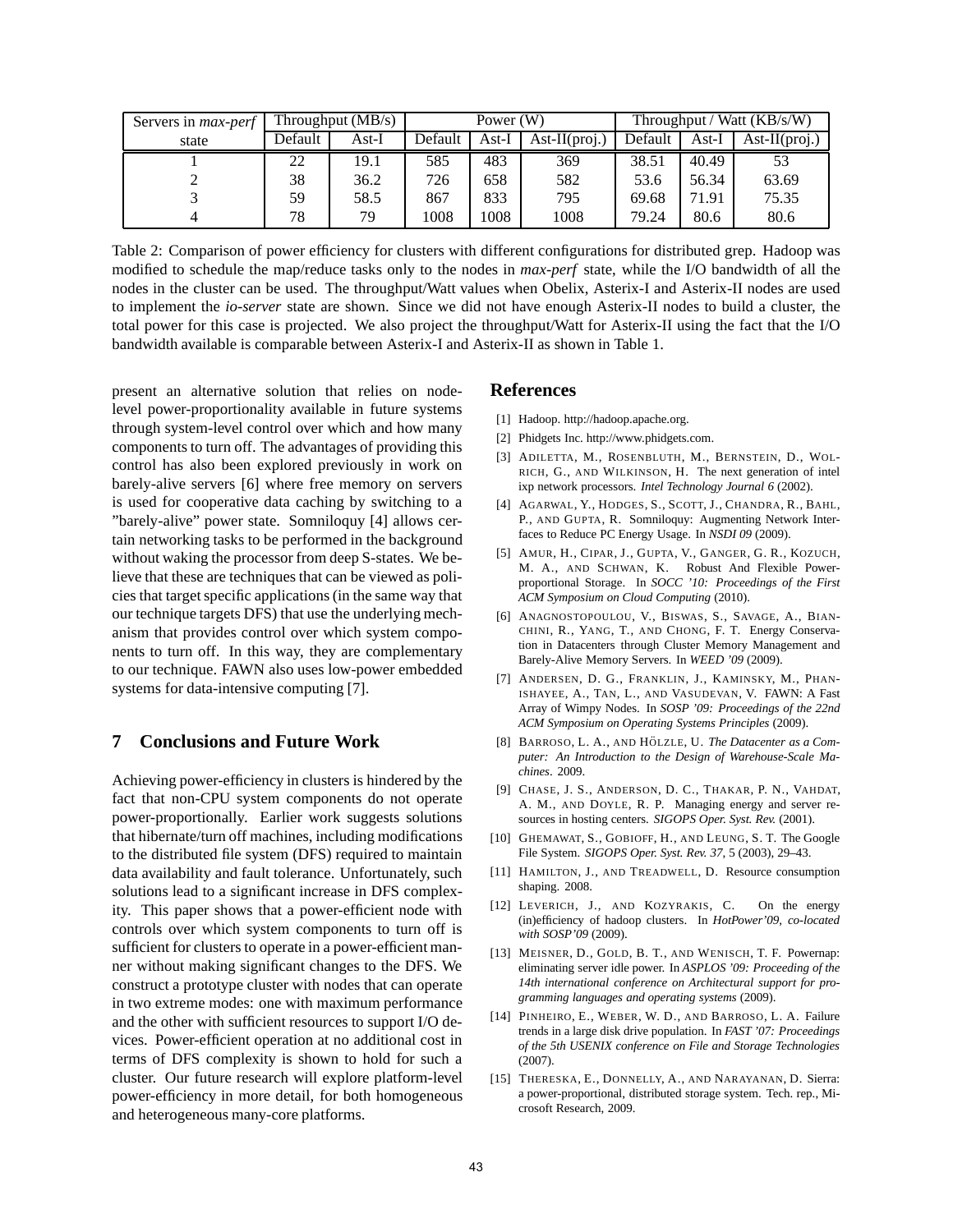| Servers in *max-perf* state | Throughput (MB/s) | | Power (W) | | | Throughput / Watt (KB/s/W) | | |
|---|---|---|---|---|---|---|---|---|
| | Default | Ast-I | Default | Ast-I | Ast-II(proj.) | Default | Ast-I | Ast-II(proj.) |
| 1 | 22 | 19.1 | 585 | 483 | 369 | 38.51 | 40.49 | 53 |
| 2 | 38 | 36.2 | 726 | 658 | 582 | 53.6 | 56.34 | 63.69 |
| 3 | 59 | 58.5 | 867 | 833 | 795 | 69.68 | 71.91 | 75.35 |
| 4 | 78 | 79 | 1008 | 1008 | 1008 | 79.24 | 80.6 | 80.6 |

Table 2: Comparison of power efficiency for clusters with different configurations for distributed grep. Hadoop was modified to schedule the map/reduce tasks only to the nodes in *max-perf* state, while the I/O bandwidth of all the nodes in the cluster can be used. The throughput/Watt values when Obelix, Asterix-I and Asterix-II nodes are used to implement the *io-server* state are shown. Since we did not have enough Asterix-II nodes to build a cluster, the total power for this case is projected. We also project the throughput/Watt for Asterix-II using the fact that the I/O bandwidth available is comparable between Asterix-I and Asterix-II as shown in Table 1.

present an alternative solution that relies on node-level power-proportionality available in future systems through system-level control over which and how many components to turn off. The advantages of providing this control has also been explored previously in work on barely-alive servers [6] where free memory on servers is used for cooperative data caching by switching to a "barely-alive" power state. Somniloquy [4] allows certain networking tasks to be performed in the background without waking the processor from deep S-states. We believe that these are techniques that can be viewed as policies that target specific applications (in the same way that our technique targets DFS) that use the underlying mechanism that provides control over which system components to turn off. In this way, they are complementary to our technique. FAWN also uses low-power embedded systems for data-intensive computing [7].

## 7 Conclusions and Future Work

Achieving power-efficiency in clusters is hindered by the fact that non-CPU system components do not operate power-proportionally. Earlier work suggests solutions that hibernate/turn off machines, including modifications to the distributed file system (DFS) required to maintain data availability and fault tolerance. Unfortunately, such solutions lead to a significant increase in DFS complexity. This paper shows that a power-efficient node with controls over which system components to turn off is sufficient for clusters to operate in a power-efficient manner without making significant changes to the DFS. We construct a prototype cluster with nodes that can operate in two extreme modes: one with maximum performance and the other with sufficient resources to support I/O devices. Power-efficient operation at no additional cost in terms of DFS complexity is shown to hold for such a cluster. Our future research will explore platform-level power-efficiency in more detail, for both homogeneous and heterogeneous many-core platforms.

## References

[1] Hadoop. http://hadoop.apache.org.

[2] Phidgets Inc. http://www.phidgets.com.

[3] Adiletta, M., Rosenbluth, M., Bernstein, D., Wolrich, G., and Wilkinson, H. The next generation of intel ixp network processors. *Intel Technology Journal 6* (2002).

[4] Agarwal, Y., Hodges, S., Scott, J., Chandra, R., Bahl, P., and Gupta, R. Somniloquy: Augmenting Network Interfaces to Reduce PC Energy Usage. In *NSDI 09* (2009).

[5] Amur, H., Cipar, J., Gupta, V., Ganger, G. R., Kozuch, M. A., and Schwan, K. Robust And Flexible Power-proportional Storage. In *SOCC '10: Proceedings of the First ACM Symposium on Cloud Computing* (2010).

[6] Anagnostopoulou, V., Biswas, S., Savage, A., Bianchini, R., Yang, T., and Chong, F. T. Energy Conservation in Datacenters through Cluster Memory Management and Barely-Alive Memory Servers. In *WEED '09* (2009).

[7] Andersen, D. G., Franklin, J., Kaminsky, M., Phanishayee, A., Tan, L., and Vasudevan, V. FAWN: A Fast Array of Wimpy Nodes. In *SOSP '09: Proceedings of the 22nd ACM Symposium on Operating Systems Principles* (2009).

[8] Barroso, L. A., and Hölzle, U. *The Datacenter as a Computer: An Introduction to the Design of Warehouse-Scale Machines*. 2009.

[9] Chase, J. S., Anderson, D. C., Thakar, P. N., Vahdat, A. M., and Doyle, R. P. Managing energy and server resources in hosting centers. *SIGOPS Oper. Syst. Rev.* (2001).

[10] Ghemawat, S., Gobioff, H., and Leung, S. T. The Google File System. *SIGOPS Oper. Syst. Rev. 37*, 5 (2003), 29–43.

[11] Hamilton, J., and Treadwell, D. Resource consumption shaping. 2008.

[12] Leverich, J., and Kozyrakis, C. On the energy (in)efficiency of hadoop clusters. In *HotPower'09, co-located with SOSP'09* (2009).

[13] Meisner, D., Gold, B. T., and Wenisch, T. F. Powernap: eliminating server idle power. In *ASPLOS '09: Proceeding of the 14th international conference on Architectural support for programming languages and operating systems* (2009).

[14] Pinheiro, E., Weber, W. D., and Barroso, L. A. Failure trends in a large disk drive population. In *FAST '07: Proceedings of the 5th USENIX conference on File and Storage Technologies* (2007).

[15] Thereska, E., Donnelly, A., and Narayanan, D. Sierra: a power-proportional, distributed storage system. Tech. rep., Microsoft Research, 2009.